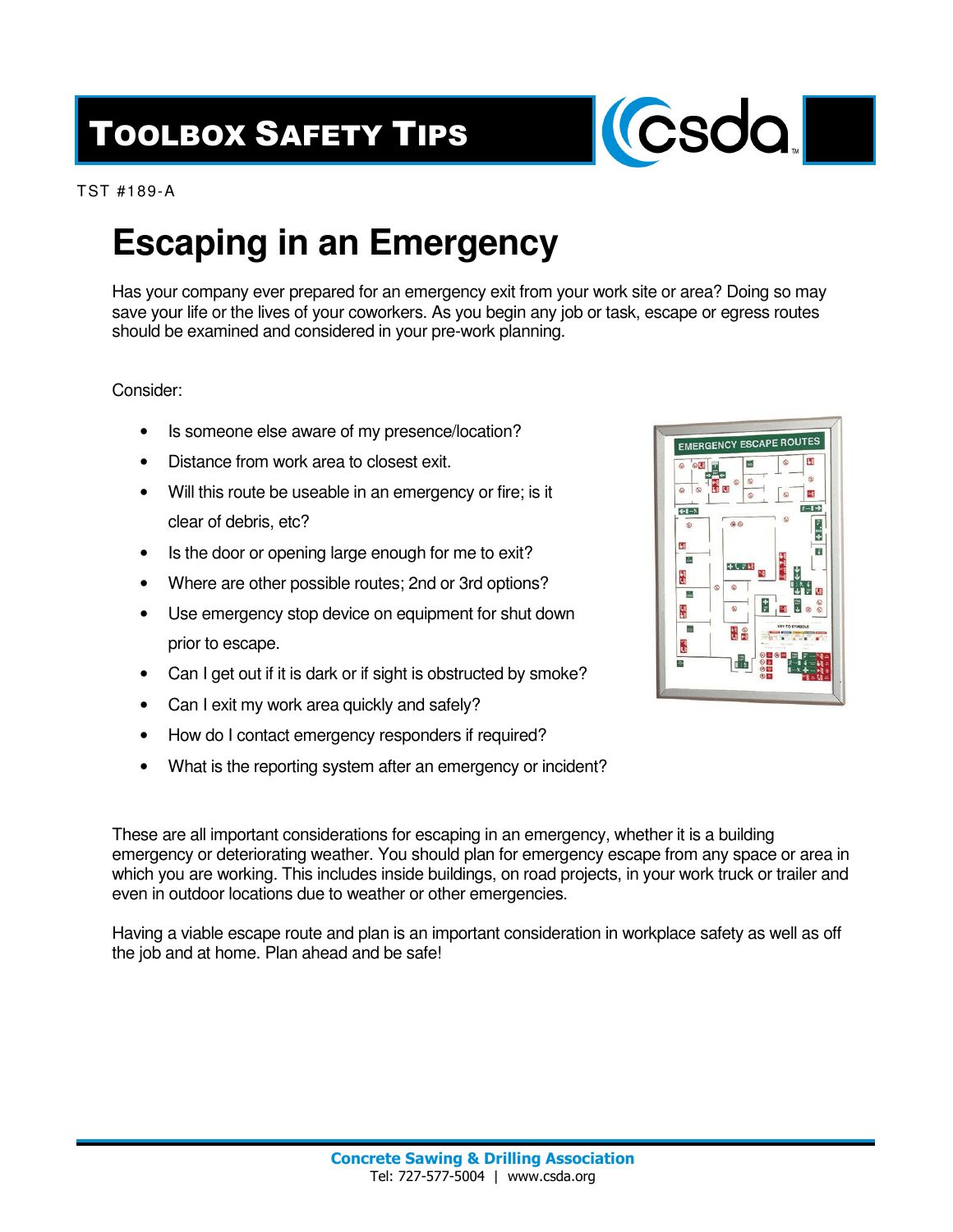# Toolbox Safety Tips

TST #189-A

## Escaping in an Emergency

Has your company ever prepared for an emergency exit from your work site or area? Doing so may save your life or the lives of your coworkers. As you begin any job or task, escape or egress routes should be examined and considered in your pre-work planning.

Consider:

- Is someone else aware of my presence/location?
- Distance from work area to closest exit.
- Will this route be useable in an emergency or fire; is it clear of debris, etc?
- Is the door or opening large enough for me to exit?
- Where are other possible routes; 2nd or 3rd options?
- Use emergency stop device on equipment for shut down prior to escape.
- Can I get out if it is dark or if sight is obstructed by smoke?
- Can I exit my work area quickly and safely?
- How do I contact emergency responders if required?
- What is the reporting system after an emergency or incident?

These are all important considerations for escaping in an emergency, whether it is a building emergency or deteriorating weather. You should plan for emergency escape from any space or area in which you are working. This includes inside buildings, on road projects, in your work truck or trailer and even in outdoor locations due to weather or other emergencies.

Having a viable escape route and plan is an important consideration in workplace safety as well as off the job and at home. Plan ahead and be safe!

**Concrete Sawing & Drilling Association**
Tel: 727-577-5004 | www.csda.org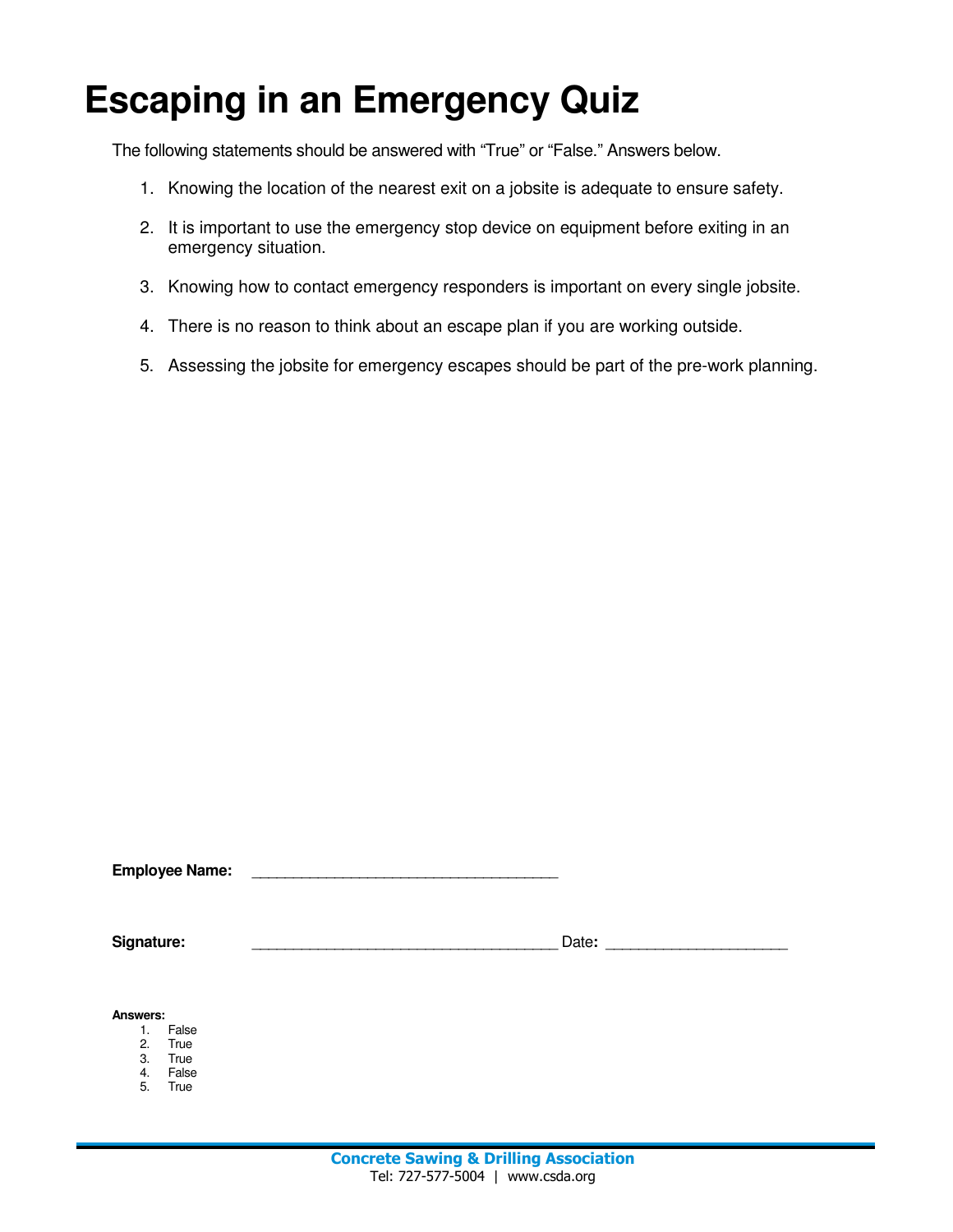# Escaping in an Emergency Quiz

The following statements should be answered with "True" or "False." Answers below.

1. Knowing the location of the nearest exit on a jobsite is adequate to ensure safety.
2. It is important to use the emergency stop device on equipment before exiting in an emergency situation.
3. Knowing how to contact emergency responders is important on every single jobsite.
4. There is no reason to think about an escape plan if you are working outside.
5. Assessing the jobsite for emergency escapes should be part of the pre-work planning.

**Employee Name:** ___________________________________

**Signature:** ___________________________________ Date**:** ____________________

**Answers:**

1. False
2. True
3. True
4. False
5. True

**Concrete Sawing & Drilling Association**
Tel: 727-577-5004 | www.csda.org